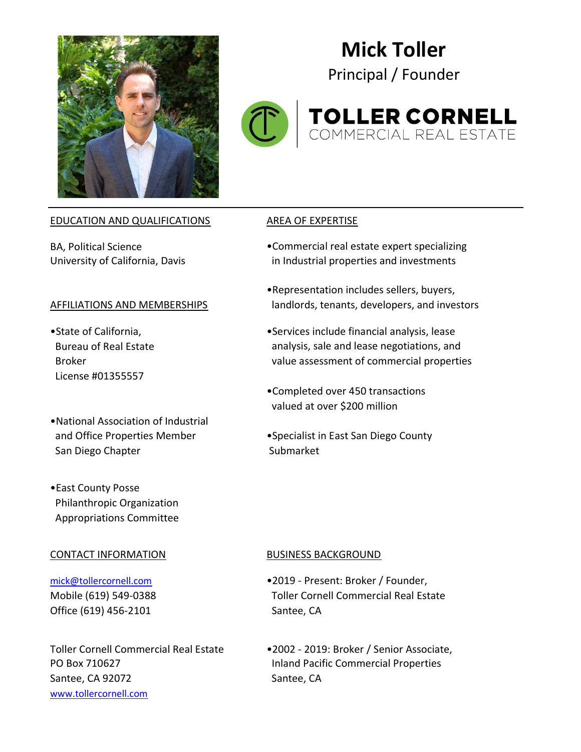# Mick Toller

Principal / Founder

**TOLLER CORNELL**
COMMERCIAL REAL ESTATE

## EDUCATION AND QUALIFICATIONS

BA, Political Science
University of California, Davis

## AFFILIATIONS AND MEMBERSHIPS

- State of California, Bureau of Real Estate Broker License #01355557
- National Association of Industrial and Office Properties Member San Diego Chapter
- East County Posse Philanthropic Organization Appropriations Committee

## AREA OF EXPERTISE

- Commercial real estate expert specializing in Industrial properties and investments
- Representation includes sellers, buyers, landlords, tenants, developers, and investors
- Services include financial analysis, lease analysis, sale and lease negotiations, and value assessment of commercial properties
- Completed over 450 transactions valued at over $200 million
- Specialist in East San Diego County Submarket

## CONTACT INFORMATION

mick@tollercornell.com
Mobile (619) 549-0388
Office (619) 456-2101

Toller Cornell Commercial Real Estate
PO Box 710627
Santee, CA 92072
www.tollercornell.com

## BUSINESS BACKGROUND

- 2019 - Present: Broker / Founder, Toller Cornell Commercial Real Estate Santee, CA
- 2002 - 2019: Broker / Senior Associate, Inland Pacific Commercial Properties Santee, CA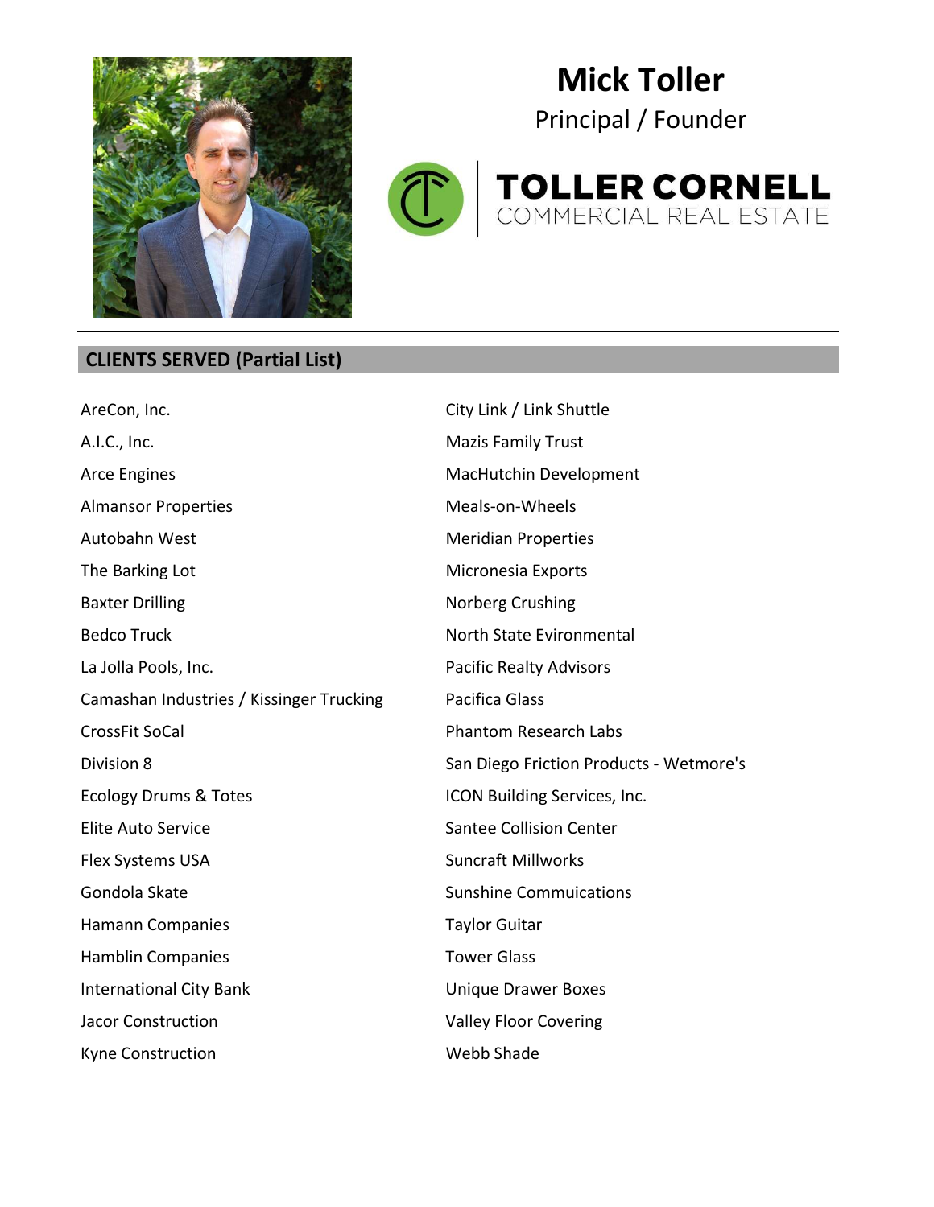# Mick Toller

Principal / Founder

TOLLER CORNELL
COMMERCIAL REAL ESTATE

## CLIENTS SERVED (Partial List)

AreCon, Inc.
A.I.C., Inc.
Arce Engines
Almansor Properties
Autobahn West
The Barking Lot
Baxter Drilling
Bedco Truck
La Jolla Pools, Inc.
Camashan Industries / Kissinger Trucking
CrossFit SoCal
Division 8
Ecology Drums & Totes
Elite Auto Service
Flex Systems USA
Gondola Skate
Hamann Companies
Hamblin Companies
International City Bank
Jacor Construction
Kyne Construction
City Link / Link Shuttle
Mazis Family Trust
MacHutchin Development
Meals-on-Wheels
Meridian Properties
Micronesia Exports
Norberg Crushing
North State Evironmental
Pacific Realty Advisors
Pacifica Glass
Phantom Research Labs
San Diego Friction Products - Wetmore's
ICON Building Services, Inc.
Santee Collision Center
Suncraft Millworks
Sunshine Commuications
Taylor Guitar
Tower Glass
Unique Drawer Boxes
Valley Floor Covering
Webb Shade